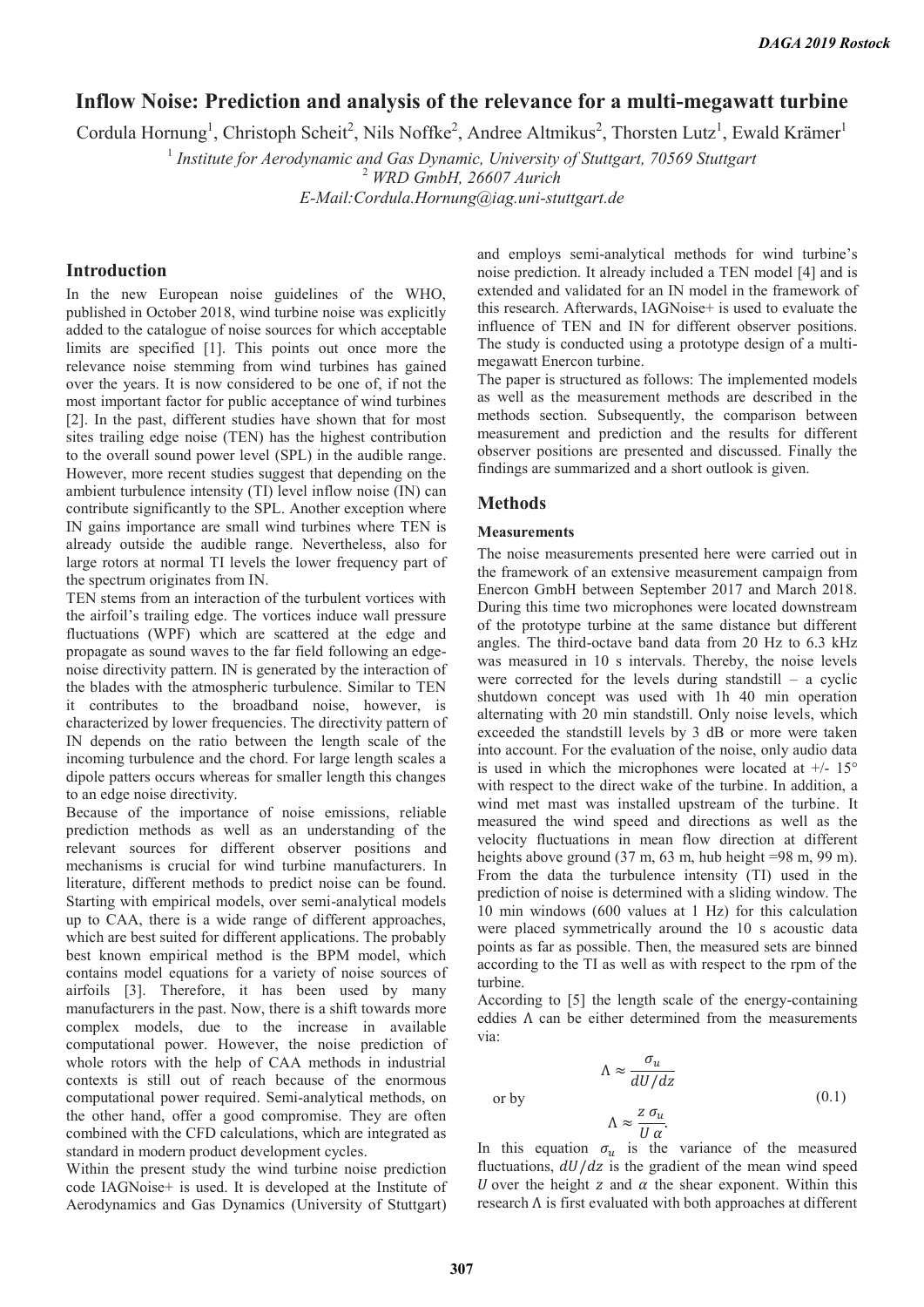# Inflow Noise: Prediction and analysis of the relevance for a multi-megawatt turbine

Cordula Hornung[1], Christoph Scheit[2], Nils Noffke[2], Andree Altmikus[2], Thorsten Lutz[1], Ewald Krämer[1]

[1] *Institute for Aerodynamic and Gas Dynamic, University of Stuttgart, 70569 Stuttgart*
[2] *WRD GmbH, 26607 Aurich*
*E-Mail:Cordula.Hornung@iag.uni-stuttgart.de*

## Introduction

In the new European noise guidelines of the WHO, published in October 2018, wind turbine noise was explicitly added to the catalogue of noise sources for which acceptable limits are specified [1]. This points out once more the relevance noise stemming from wind turbines has gained over the years. It is now considered to be one of, if not the most important factor for public acceptance of wind turbines [2]. In the past, different studies have shown that for most sites trailing edge noise (TEN) has the highest contribution to the overall sound power level (SPL) in the audible range. However, more recent studies suggest that depending on the ambient turbulence intensity (TI) level inflow noise (IN) can contribute significantly to the SPL. Another exception where IN gains importance are small wind turbines where TEN is already outside the audible range. Nevertheless, also for large rotors at normal TI levels the lower frequency part of the spectrum originates from IN.

TEN stems from an interaction of the turbulent vortices with the airfoil's trailing edge. The vortices induce wall pressure fluctuations (WPF) which are scattered at the edge and propagate as sound waves to the far field following an edge-noise directivity pattern. IN is generated by the interaction of the blades with the atmospheric turbulence. Similar to TEN it contributes to the broadband noise, however, is characterized by lower frequencies. The directivity pattern of IN depends on the ratio between the length scale of the incoming turbulence and the chord. For large length scales a dipole patters occurs whereas for smaller length this changes to an edge noise directivity.

Because of the importance of noise emissions, reliable prediction methods as well as an understanding of the relevant sources for different observer positions and mechanisms is crucial for wind turbine manufacturers. In literature, different methods to predict noise can be found. Starting with empirical models, over semi-analytical models up to CAA, there is a wide range of different approaches, which are best suited for different applications. The probably best known empirical method is the BPM model, which contains model equations for a variety of noise sources of airfoils [3]. Therefore, it has been used by many manufacturers in the past. Now, there is a shift towards more complex models, due to the increase in available computational power. However, the noise prediction of whole rotors with the help of CAA methods in industrial contexts is still out of reach because of the enormous computational power required. Semi-analytical methods, on the other hand, offer a good compromise. They are often combined with the CFD calculations, which are integrated as standard in modern product development cycles.

Within the present study the wind turbine noise prediction code IAGNoise+ is used. It is developed at the Institute of Aerodynamics and Gas Dynamics (University of Stuttgart) and employs semi-analytical methods for wind turbine's noise prediction. It already included a TEN model [4] and is extended and validated for an IN model in the framework of this research. Afterwards, IAGNoise+ is used to evaluate the influence of TEN and IN for different observer positions. The study is conducted using a prototype design of a multi-megawatt Enercon turbine.

The paper is structured as follows: The implemented models as well as the measurement methods are described in the methods section. Subsequently, the comparison between measurement and prediction and the results for different observer positions are presented and discussed. Finally the findings are summarized and a short outlook is given.

## Methods

### Measurements

The noise measurements presented here were carried out in the framework of an extensive measurement campaign from Enercon GmbH between September 2017 and March 2018. During this time two microphones were located downstream of the prototype turbine at the same distance but different angles. The third-octave band data from 20 Hz to 6.3 kHz was measured in 10 s intervals. Thereby, the noise levels were corrected for the levels during standstill – a cyclic shutdown concept was used with 1h 40 min operation alternating with 20 min standstill. Only noise levels, which exceeded the standstill levels by 3 dB or more were taken into account. For the evaluation of the noise, only audio data is used in which the microphones were located at +/- 15° with respect to the direct wake of the turbine. In addition, a wind met mast was installed upstream of the turbine. It measured the wind speed and directions as well as the velocity fluctuations in mean flow direction at different heights above ground (37 m, 63 m, hub height =98 m, 99 m). From the data the turbulence intensity (TI) used in the prediction of noise is determined with a sliding window. The 10 min windows (600 values at 1 Hz) for this calculation were placed symmetrically around the 10 s acoustic data points as far as possible. Then, the measured sets are binned according to the TI as well as with respect to the rpm of the turbine.

According to [5] the length scale of the energy-containing eddies $\Lambda$ can be either determined from the measurements via:

$$\Lambda \approx \frac{\sigma_u}{dU/dz}$$

or by

$$\Lambda \approx \frac{z\,\sigma_u}{U\,\alpha}. \tag{0.1}$$

In this equation $\sigma_u$ is the variance of the measured fluctuations, $dU/dz$ is the gradient of the mean wind speed $U$ over the height $z$ and $\alpha$ the shear exponent. Within this research $\Lambda$ is first evaluated with both approaches at different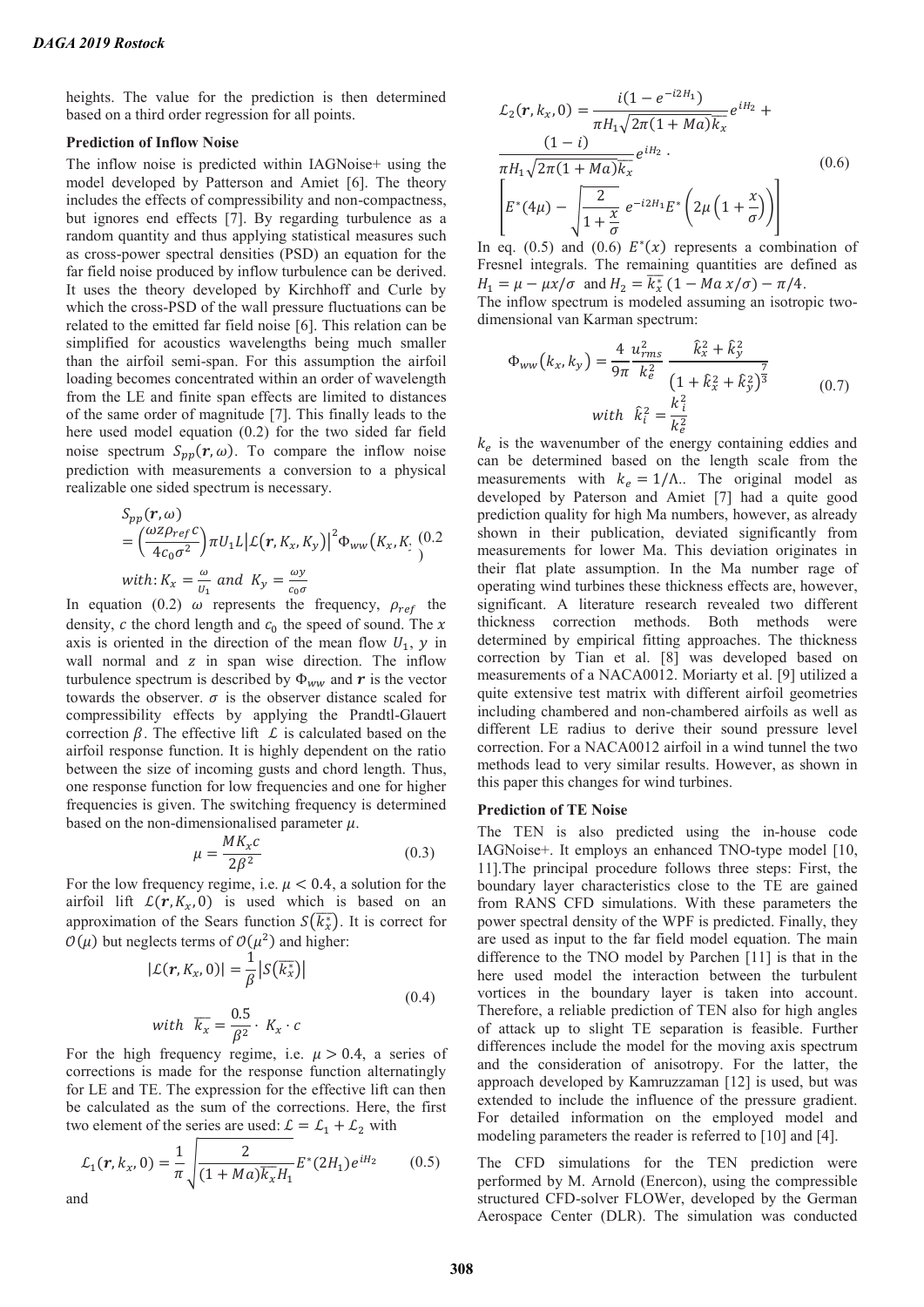heights. The value for the prediction is then determined based on a third order regression for all points.

### Prediction of Inflow Noise

The inflow noise is predicted within IAGNoise+ using the model developed by Patterson and Amiet [6]. The theory includes the effects of compressibility and non-compactness, but ignores end effects [7]. By regarding turbulence as a random quantity and thus applying statistical measures such as cross-power spectral densities (PSD) an equation for the far field noise produced by inflow turbulence can be derived. It uses the theory developed by Kirchhoff and Curle by which the cross-PSD of the wall pressure fluctuations can be related to the emitted far field noise [6]. This relation can be simplified for acoustics wavelengths being much smaller than the airfoil semi-span. For this assumption the airfoil loading becomes concentrated within an order of wavelength from the LE and finite span effects are limited to distances of the same order of magnitude [7]. This finally leads to the here used model equation (0.2) for the two sided far field noise spectrum $S_{pp}(\boldsymbol{r},\omega)$. To compare the inflow noise prediction with measurements a conversion to a physical realizable one sided spectrum is necessary.

$$
\begin{aligned}
&S_{pp}(\boldsymbol{r},\omega) \\
&= \left(\frac{\omega z \rho_{ref} c}{4 c_0 \sigma^2}\right)^2 \pi U_1 L \left|\mathcal{L}(\boldsymbol{r}, K_x, K_y)\right|^2 \Phi_{ww}(K_x, K_y) \\
&with: K_x = \frac{\omega}{U_1} \text{ and } K_y = \frac{\omega y}{c_0 \sigma}
\end{aligned}
\tag{0.2}
$$

In equation (0.2) $\omega$ represents the frequency, $\rho_{ref}$ the density, $c$ the chord length and $c_0$ the speed of sound. The $x$ axis is oriented in the direction of the mean flow $U_1$, $y$ in wall normal and $z$ in span wise direction. The inflow turbulence spectrum is described by $\Phi_{ww}$ and $\boldsymbol{r}$ is the vector towards the observer. $\sigma$ is the observer distance scaled for compressibility effects by applying the Prandtl-Glauert correction $\beta$. The effective lift $\mathcal{L}$ is calculated based on the airfoil response function. It is highly dependent on the ratio between the size of incoming gusts and chord length. Thus, one response function for low frequencies and one for higher frequencies is given. The switching frequency is determined based on the non-dimensionalised parameter $\mu$.

$$
\mu = \frac{M K_x c}{2\beta^2} \tag{0.3}
$$

For the low frequency regime, i.e. $\mu < 0.4$, a solution for the airfoil lift $\mathcal{L}(\boldsymbol{r}, K_x, 0)$ is used which is based on an approximation of the Sears function $S(\overline{k_x^*})$. It is correct for $\mathcal{O}(\mu)$ but neglects terms of $\mathcal{O}(\mu^2)$ and higher:

$$
\begin{aligned}
&|\mathcal{L}(\boldsymbol{r}, K_x, 0)| = \frac{1}{\beta}\left|S(\overline{k_x^*})\right| \\
&with\ \ \overline{k_x} = \frac{0.5}{\beta^2} \cdot K_x \cdot c
\end{aligned}
\tag{0.4}
$$

For the high frequency regime, i.e. $\mu > 0.4$, a series of corrections is made for the response function alternatingly for LE and TE. The expression for the effective lift can then be calculated as the sum of the corrections. Here, the first two element of the series are used: $\mathcal{L} = \mathcal{L}_1 + \mathcal{L}_2$ with

$$
\mathcal{L}_1(\boldsymbol{r}, k_x, 0) = \frac{1}{\pi}\sqrt{\frac{2}{(1+Ma)\overline{k_x} H_1}} E^*(2H_1) e^{iH_2} \tag{0.5}
$$

and

$$
\begin{aligned}
\mathcal{L}_2(\boldsymbol{r}, k_x, 0) &= \frac{i(1-e^{-i2H_1})}{\pi H_1 \sqrt{2\pi(1+Ma)\overline{k}_x}} e^{iH_2} + \\
&\frac{(1-i)}{\pi H_1 \sqrt{2\pi(1+Ma)\overline{k}_x}} e^{iH_2} \cdot \\
&\left[E^*(4\mu) - \sqrt{\frac{2}{1+\frac{x}{\sigma}}}\, e^{-i2H_1} E^*\left(2\mu\left(1+\frac{x}{\sigma}\right)\right)\right]
\end{aligned}
\tag{0.6}
$$

In eq. (0.5) and (0.6) $E^*(x)$ represents a combination of Fresnel integrals. The remaining quantities are defined as $H_1 = \mu - \mu x/\sigma$ and $H_2 = \overline{k_x^*}(1 - Ma\, x/\sigma) - \pi/4$.

The inflow spectrum is modeled assuming an isotropic two-dimensional van Karman spectrum:

$$
\begin{aligned}
\Phi_{ww}(k_x, k_y) &= \frac{4}{9\pi}\frac{u_{rms}^2}{k_e^2}\frac{\hat{k}_x^2 + \hat{k}_y^2}{\left(1+\hat{k}_x^2+\hat{k}_y^2\right)^{\frac{7}{3}}} \\
with\ \ \hat{k}_i^2 &= \frac{k_i^2}{k_e^2}
\end{aligned}
\tag{0.7}
$$

$k_e$ is the wavenumber of the energy containing eddies and can be determined based on the length scale from the measurements with $k_e = 1/\Lambda$.. The original model as developed by Paterson and Amiet [7] had a quite good prediction quality for high Ma numbers, however, as already shown in their publication, deviated significantly from measurements for lower Ma. This deviation originates in their flat plate assumption. In the Ma number rage of operating wind turbines these thickness effects are, however, significant. A literature research revealed two different thickness correction methods. Both methods were determined by empirical fitting approaches. The thickness correction by Tian et al. [8] was developed based on measurements of a NACA0012. Moriarty et al. [9] utilized a quite extensive test matrix with different airfoil geometries including chambered and non-chambered airfoils as well as different LE radius to derive their sound pressure level correction. For a NACA0012 airfoil in a wind tunnel the two methods lead to very similar results. However, as shown in this paper this changes for wind turbines.

### Prediction of TE Noise

The TEN is also predicted using the in-house code IAGNoise+. It employs an enhanced TNO-type model [10, 11].The principal procedure follows three steps: First, the boundary layer characteristics close to the TE are gained from RANS CFD simulations. With these parameters the power spectral density of the WPF is predicted. Finally, they are used as input to the far field model equation. The main difference to the TNO model by Parchen [11] is that in the here used model the interaction between the turbulent vortices in the boundary layer is taken into account. Therefore, a reliable prediction of TEN also for high angles of attack up to slight TE separation is feasible. Further differences include the model for the moving axis spectrum and the consideration of anisotropy. For the latter, the approach developed by Kamruzzaman [12] is used, but was extended to include the influence of the pressure gradient. For detailed information on the employed model and modeling parameters the reader is referred to [10] and [4].

The CFD simulations for the TEN prediction were performed by M. Arnold (Enercon), using the compressible structured CFD-solver FLOWer, developed by the German Aerospace Center (DLR). The simulation was conducted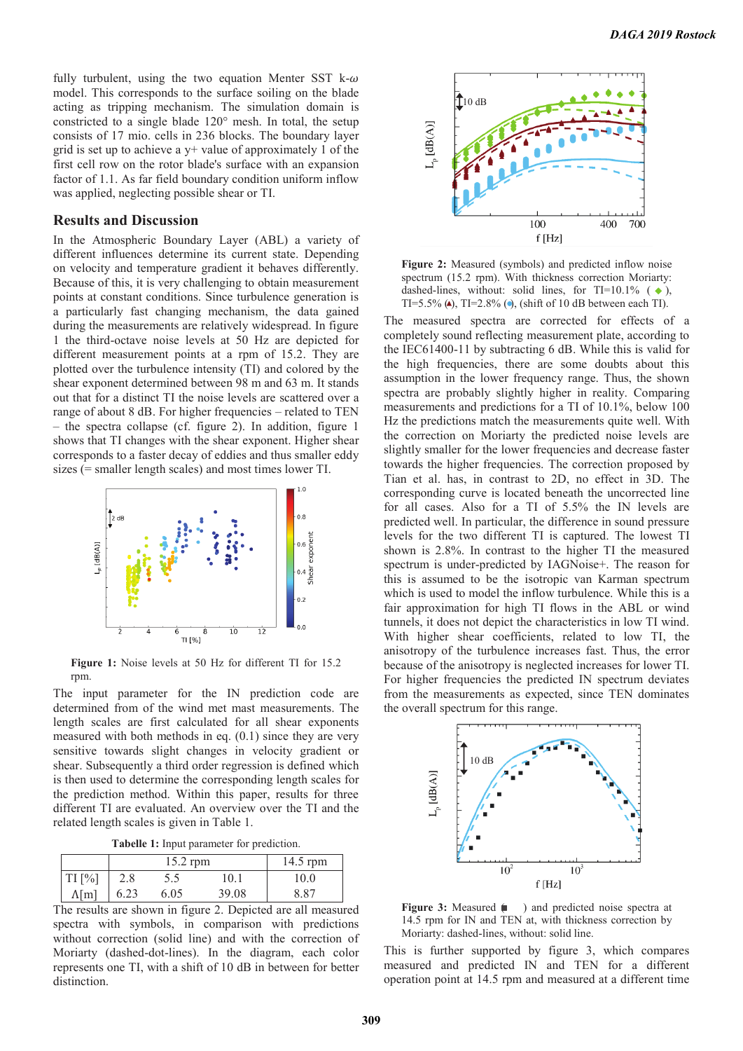fully turbulent, using the two equation Menter SST k-$\omega$ model. This corresponds to the surface soiling on the blade acting as tripping mechanism. The simulation domain is constricted to a single blade 120° mesh. In total, the setup consists of 17 mio. cells in 236 blocks. The boundary layer grid is set up to achieve a y+ value of approximately 1 of the first cell row on the rotor blade's surface with an expansion factor of 1.1. As far field boundary condition uniform inflow was applied, neglecting possible shear or TI.

## Results and Discussion

In the Atmospheric Boundary Layer (ABL) a variety of different influences determine its current state. Depending on velocity and temperature gradient it behaves differently. Because of this, it is very challenging to obtain measurement points at constant conditions. Since turbulence generation is a particularly fast changing mechanism, the data gained during the measurements are relatively widespread. In figure 1 the third-octave noise levels at 50 Hz are depicted for different measurement points at a rpm of 15.2. They are plotted over the turbulence intensity (TI) and colored by the shear exponent determined between 98 m and 63 m. It stands out that for a distinct TI the noise levels are scattered over a range of about 8 dB. For higher frequencies – related to TEN – the spectra collapse (cf. figure 2). In addition, figure 1 shows that TI changes with the shear exponent. Higher shear corresponds to a faster decay of eddies and thus smaller eddy sizes (= smaller length scales) and most times lower TI.

**Figure 1:** Noise levels at 50 Hz for different TI for 15.2 rpm.

The input parameter for the IN prediction code are determined from of the wind met mast measurements. The length scales are first calculated for all shear exponents measured with both methods in eq. (0.1) since they are very sensitive towards slight changes in velocity gradient or shear. Subsequently a third order regression is defined which is then used to determine the length scales for the prediction method. Within this paper, results for three different TI are evaluated. An overview over the TI and the related length scales is given in Table 1.

**Tabelle 1:** Input parameter for prediction.

| | 15.2 rpm | | | 14.5 rpm |
|---|---|---|---|---|
| TI [%] | 2.8 | 5.5 | 10.1 | 10.0 |
| Λ[m] | 6.23 | 6.05 | 39.08 | 8.87 |

The results are shown in figure 2. Depicted are all measured spectra with symbols, in comparison with predictions without correction (solid line) and with the correction of Moriarty (dashed-dot-lines). In the diagram, each color represents one TI, with a shift of 10 dB in between for better distinction.

**Figure 2:** Measured (symbols) and predicted inflow noise spectrum (15.2 rpm). With thickness correction Moriarty: dashed-lines, without: solid lines, for TI=10.1% (◆), TI=5.5% (▲), TI=2.8% (●), (shift of 10 dB between each TI).

The measured spectra are corrected for effects of a completely sound reflecting measurement plate, according to the IEC61400-11 by subtracting 6 dB. While this is valid for the high frequencies, there are some doubts about this assumption in the lower frequency range. Thus, the shown spectra are probably slightly higher in reality. Comparing measurements and predictions for a TI of 10.1%, below 100 Hz the predictions match the measurements quite well. With the correction on Moriarty the predicted noise levels are slightly smaller for the lower frequencies and decrease faster towards the higher frequencies. The correction proposed by Tian et al. has, in contrast to 2D, no effect in 3D. The corresponding curve is located beneath the uncorrected line for all cases. Also for a TI of 5.5% the IN levels are predicted well. In particular, the difference in sound pressure levels for the two different TI is captured. The lowest TI shown is 2.8%. In contrast to the higher TI the measured spectrum is under-predicted by IAGNoise+. The reason for this is assumed to be the isotropic van Karman spectrum which is used to model the inflow turbulence. While this is a fair approximation for high TI flows in the ABL or wind tunnels, it does not depict the characteristics in low TI wind. With higher shear coefficients, related to low TI, the anisotropy of the turbulence increases fast. Thus, the error because of the anisotropy is neglected increases for lower TI. For higher frequencies the predicted IN spectrum deviates from the measurements as expected, since TEN dominates the overall spectrum for this range.

**Figure 3:** Measured (■) and predicted noise spectra at 14.5 rpm for IN and TEN at, with thickness correction by Moriarty: dashed-lines, without: solid line.

This is further supported by figure 3, which compares measured and predicted IN and TEN for a different operation point at 14.5 rpm and measured at a different time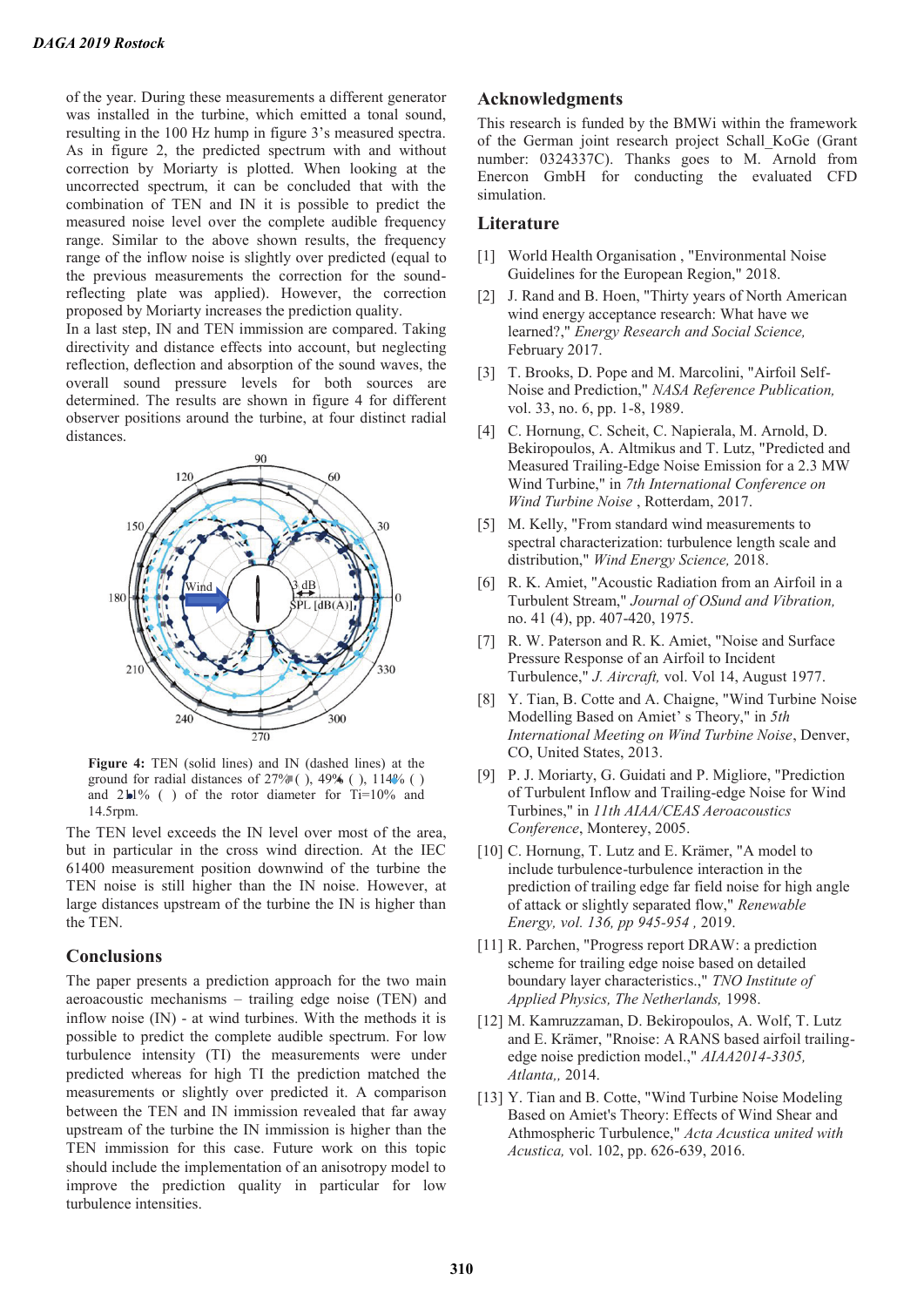of the year. During these measurements a different generator was installed in the turbine, which emitted a tonal sound, resulting in the 100 Hz hump in figure 3's measured spectra. As in figure 2, the predicted spectrum with and without correction by Moriarty is plotted. When looking at the uncorrected spectrum, it can be concluded that with the combination of TEN and IN it is possible to predict the measured noise level over the complete audible frequency range. Similar to the above shown results, the frequency range of the inflow noise is slightly over predicted (equal to the previous measurements the correction for the sound-reflecting plate was applied). However, the correction proposed by Moriarty increases the prediction quality.

In a last step, IN and TEN immission are compared. Taking directivity and distance effects into account, but neglecting reflection, deflection and absorption of the sound waves, the overall sound pressure levels for both sources are determined. The results are shown in figure 4 for different observer positions around the turbine, at four distinct radial distances.

90
60
30
0
330
300
270
240
210
180
150
120
Wind
3 dB
SPL [dB(A)]

**Figure 4:** TEN (solid lines) and IN (dashed lines) at the ground for radial distances of 27% ( ), 49% ( ), 114% ( ) and 211% ( ) of the rotor diameter for Ti=10% and 14.5rpm.

The TEN level exceeds the IN level over most of the area, but in particular in the cross wind direction. At the IEC 61400 measurement position downwind of the turbine the TEN noise is still higher than the IN noise. However, at large distances upstream of the turbine the IN is higher than the TEN.

## Conclusions

The paper presents a prediction approach for the two main aeroacoustic mechanisms – trailing edge noise (TEN) and inflow noise (IN) - at wind turbines. With the methods it is possible to predict the complete audible spectrum. For low turbulence intensity (TI) the measurements were under predicted whereas for high TI the prediction matched the measurements or slightly over predicted it. A comparison between the TEN and IN immission revealed that far away upstream of the turbine the IN immission is higher than the TEN immission for this case. Future work on this topic should include the implementation of an anisotropy model to improve the prediction quality in particular for low turbulence intensities.

## Acknowledgments

This research is funded by the BMWi within the framework of the German joint research project Schall_KoGe (Grant number: 0324337C). Thanks goes to M. Arnold from Enercon GmbH for conducting the evaluated CFD simulation.

## Literature

[1] World Health Organisation , "Environmental Noise Guidelines for the European Region," 2018.

[2] J. Rand and B. Hoen, "Thirty years of North American wind energy acceptance research: What have we learned?," *Energy Research and Social Science,* February 2017.

[3] T. Brooks, D. Pope and M. Marcolini, "Airfoil Self-Noise and Prediction," *NASA Reference Publication,* vol. 33, no. 6, pp. 1-8, 1989.

[4] C. Hornung, C. Scheit, C. Napierala, M. Arnold, D. Bekiropoulos, A. Altmikus and T. Lutz, "Predicted and Measured Trailing-Edge Noise Emission for a 2.3 MW Wind Turbine," in *7th International Conference on Wind Turbine Noise* , Rotterdam, 2017.

[5] M. Kelly, "From standard wind measurements to spectral characterization: turbulence length scale and distribution," *Wind Energy Science,* 2018.

[6] R. K. Amiet, "Acoustic Radiation from an Airfoil in a Turbulent Stream," *Journal of OSund and Vibration,* no. 41 (4), pp. 407-420, 1975.

[7] R. W. Paterson and R. K. Amiet, "Noise and Surface Pressure Response of an Airfoil to Incident Turbulence," *J. Aircraft,* vol. Vol 14, August 1977.

[8] Y. Tian, B. Cotte and A. Chaigne, "Wind Turbine Noise Modelling Based on Amiet' s Theory," in *5th International Meeting on Wind Turbine Noise*, Denver, CO, United States, 2013.

[9] P. J. Moriarty, G. Guidati and P. Migliore, "Prediction of Turbulent Inflow and Trailing-edge Noise for Wind Turbines," in *11th AIAA/CEAS Aeroacoustics Conference*, Monterey, 2005.

[10] C. Hornung, T. Lutz and E. Krämer, "A model to include turbulence-turbulence interaction in the prediction of trailing edge far field noise for high angle of attack or slightly separated flow," *Renewable Energy, vol. 136, pp 945-954* , 2019.

[11] R. Parchen, "Progress report DRAW: a prediction scheme for trailing edge noise based on detailed boundary layer characteristics.," *TNO Institute of Applied Physics, The Netherlands,* 1998.

[12] M. Kamruzzaman, D. Bekiropoulos, A. Wolf, T. Lutz and E. Krämer, "Rnoise: A RANS based airfoil trailing-edge noise prediction model.," *AIAA2014-3305, Atlanta,,* 2014.

[13] Y. Tian and B. Cotte, "Wind Turbine Noise Modeling Based on Amiet's Theory: Effects of Wind Shear and Athmospheric Turbulence," *Acta Acustica united with Acustica,* vol. 102, pp. 626-639, 2016.